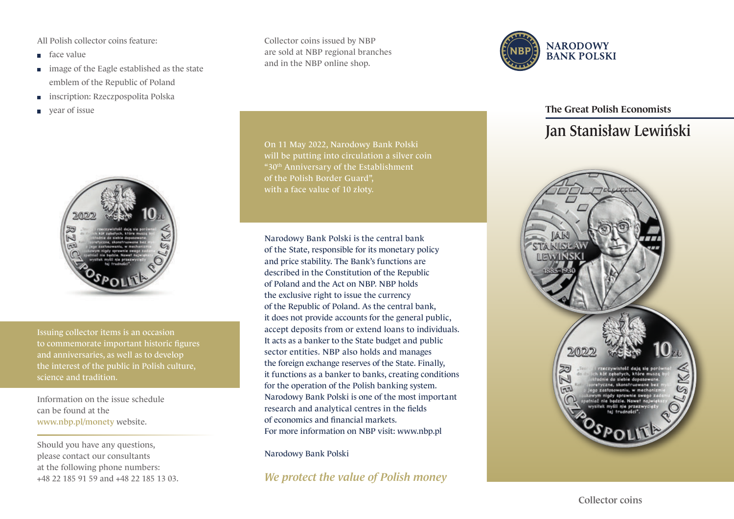All Polish collector coins feature:

- face value
- image of the Eagle established as the state emblem of the Republic of Poland
- inscription: Rzeczpospolita Polska
- year of issue

Issuing collector items is an occasion to commemorate important historic figures and anniversaries, as well as to develop the interest of the public in Polish culture, science and tradition.

Information on the issue schedule can be found at the www.nbp.pl/monety website.

Should you have any questions, please contact our consultants at the following phone numbers: +48 22 185 91 59 and +48 22 185 13 03.

Collector coins issued by NBP are sold at NBP regional branches and in the NBP online shop.

On 11 May 2022, Narodowy Bank Polski will be putting into circulation a silver coin "30th Anniversary of the Establishment of the Polish Border Guard", with a face value of 10 złoty.

Narodowy Bank Polski is the central bank of the State, responsible for its monetary policy and price stability. The Bank's functions are described in the Constitution of the Republic of Poland and the Act on NBP. NBP holds the exclusive right to issue the currency of the Republic of Poland. As the central bank, it does not provide accounts for the general public, accept deposits from or extend loans to individuals. It acts as a banker to the State budget and public sector entities. NBP also holds and manages the foreign exchange reserves of the State. Finally, it functions as a banker to banks, creating conditions for the operation of the Polish banking system. Narodowy Bank Polski is one of the most important research and analytical centres in the fields of economics and financial markets. For more information on NBP visit: www.nbp.pl

Narodowy Bank Polski

*We protect the value of Polish money*

NARODOWY BANK POLSKI

**The Great Polish Economists**

# Jan Stanisław Lewiński

Collector coins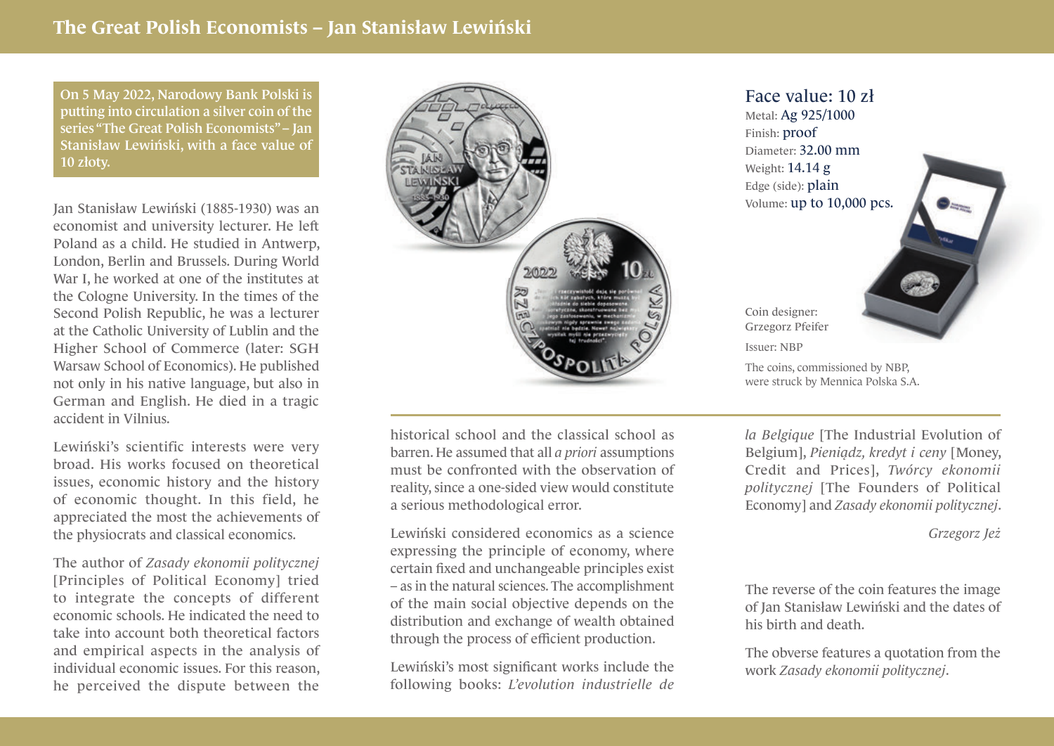# The Great Polish Economists – Jan Stanisław Lewiński

**On 5 May 2022, Narodowy Bank Polski is putting into circulation a silver coin of the series "The Great Polish Economists" – Jan Stanisław Lewiński, with a face value of 10 złoty.**

Jan Stanisław Lewiński (1885-1930) was an economist and university lecturer. He left Poland as a child. He studied in Antwerp, London, Berlin and Brussels. During World War I, he worked at one of the institutes at the Cologne University. In the times of the Second Polish Republic, he was a lecturer at the Catholic University of Lublin and the Higher School of Commerce (later: SGH Warsaw School of Economics). He published not only in his native language, but also in German and English. He died in a tragic accident in Vilnius.

Lewiński's scientific interests were very broad. His works focused on theoretical issues, economic history and the history of economic thought. In this field, he appreciated the most the achievements of the physiocrats and classical economics.

The author of *Zasady ekonomii politycznej* [Principles of Political Economy] tried to integrate the concepts of different economic schools. He indicated the need to take into account both theoretical factors and empirical aspects in the analysis of individual economic issues. For this reason, he perceived the dispute between the historical school and the classical school as barren. He assumed that all *a priori* assumptions must be confronted with the observation of reality, since a one-sided view would constitute a serious methodological error.

Lewiński considered economics as a science expressing the principle of economy, where certain fixed and unchangeable principles exist – as in the natural sciences. The accomplishment of the main social objective depends on the distribution and exchange of wealth obtained through the process of efficient production.

Lewiński's most significant works include the following books: *L'evolution industrielle de la Belgique* [The Industrial Evolution of Belgium], *Pieniądz, kredyt i ceny* [Money, Credit and Prices], *Twórcy ekonomii politycznej* [The Founders of Political Economy] and *Zasady ekonomii politycznej*.

*Grzegorz Jeż*

Face value: 10 zł
Metal: Ag 925/1000
Finish: proof
Diameter: 32.00 mm
Weight: 14.14 g
Edge (side): plain
Volume: up to 10,000 pcs.

Coin designer: Grzegorz Pfeifer

Issuer: NBP

The coins, commissioned by NBP, were struck by Mennica Polska S.A.

The reverse of the coin features the image of Jan Stanisław Lewiński and the dates of his birth and death.

The obverse features a quotation from the work *Zasady ekonomii politycznej*.